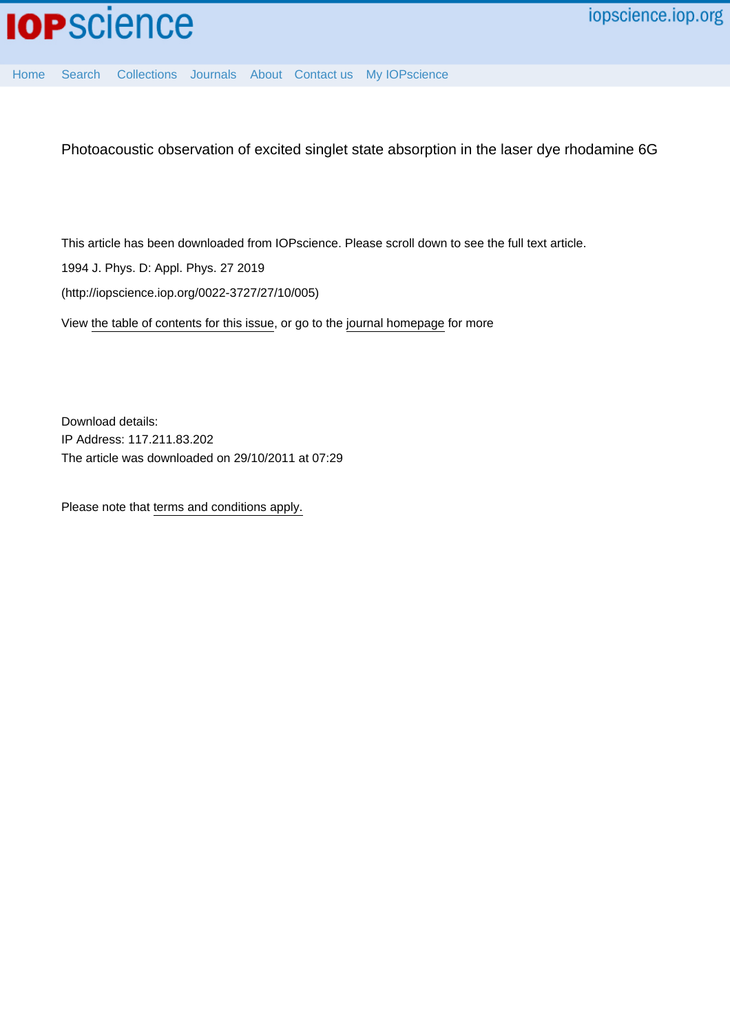# Photoacoustic observation of excited singlet state absorption in the laser dye rhodamine 6G

This article has been downloaded from IOPscience. Please scroll down to see the full text article.

1994 J. Phys. D: Appl. Phys. 27 2019

(http://iopscience.iop.org/0022-3727/27/10/005)

View the table of contents for this issue, or go to the journal homepage for more

Download details:
IP Address: 117.211.83.202
The article was downloaded on 29/10/2011 at 07:29

Please note that terms and conditions apply.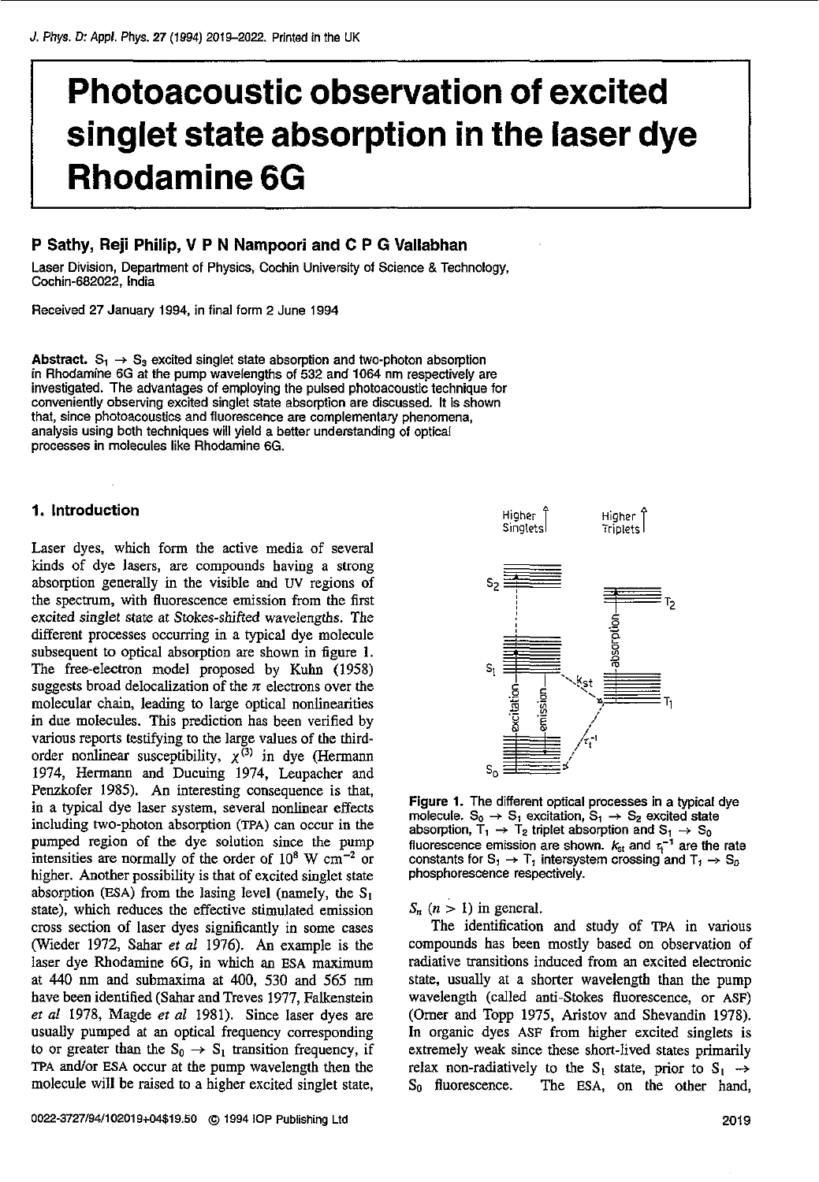# Photoacoustic observation of excited singlet state absorption in the laser dye Rhodamine 6G

**P Sathy, Reji Philip, V P N Nampoori and C P G Vallabhan**

Laser Division, Department of Physics, Cochin University of Science & Technology, Cochin-682022, India

Received 27 January 1994, in final form 2 June 1994

**Abstract.** $S_1 \rightarrow S_3$ excited singlet state absorption and two-photon absorption in Rhodamine 6G at the pump wavelengths of 532 and 1064 nm respectively are investigated. The advantages of employing the pulsed photoacoustic technique for conveniently observing excited singlet state absorption are discussed. It is shown that, since photoacoustics and fluorescence are complementary phenomena, analysis using both techniques will yield a better understanding of optical processes in molecules like Rhodamine 6G.

## 1. Introduction

Laser dyes, which form the active media of several kinds of dye lasers, are compounds having a strong absorption generally in the visible and UV regions of the spectrum, with fluorescence emission from the first excited singlet state at Stokes-shifted wavelengths. The different processes occurring in a typical dye molecule subsequent to optical absorption are shown in figure 1. The free-electron model proposed by Kuhn (1958) suggests broad delocalization of the $\pi$ electrons over the molecular chain, leading to large optical nonlinearities in due molecules. This prediction has been verified by various reports testifying to the large values of the third-order nonlinear susceptibility, $\chi^{(3)}$ in dye (Hermann 1974, Hermann and Ducuing 1974, Leupacher and Penzkofer 1985). An interesting consequence is that, in a typical dye laser system, several nonlinear effects including two-photon absorption (TPA) can occur in the pumped region of the dye solution since the pump intensities are normally of the order of $10^8$ W cm$^{-2}$ or higher. Another possibility is that of excited singlet state absorption (ESA) from the lasing level (namely, the $S_1$ state), which reduces the effective stimulated emission cross section of laser dyes significantly in some cases (Wieder 1972, Sahar *et al* 1976). An example is the laser dye Rhodamine 6G, in which an ESA maximum at 440 nm and submaxima at 400, 530 and 565 nm have been identified (Sahar and Treves 1977, Falkenstein *et al* 1978, Magde *et al* 1981). Since laser dyes are usually pumped at an optical frequency corresponding to or greater than the $S_0 \rightarrow S_1$ transition frequency, if TPA and/or ESA occur at the pump wavelength then the molecule will be raised to a higher excited singlet state, $S_n$ ($n > 1$) in general.

Figure 1. The different optical processes in a typical dye molecule. $S_0 \rightarrow S_1$ excitation, $S_1 \rightarrow S_2$ excited state absorption, $T_1 \rightarrow T_2$ triplet absorption and $S_1 \rightarrow S_0$ fluorescence emission are shown. $k_{st}$ and $\tau_1^{-1}$ are the rate constants for $S_1 \rightarrow T_1$ intersystem crossing and $T_1 \rightarrow S_0$ phosphorescence respectively.

The identification and study of TPA in various compounds has been mostly based on observation of radiative transitions induced from an excited electronic state, usually at a shorter wavelength than the pump wavelength (called anti-Stokes fluorescence, or ASF) (Orner and Topp 1975, Aristov and Shevandin 1978). In organic dyes ASF from higher excited singlets is extremely weak since these short-lived states primarily relax non-radiatively to the $S_1$ state, prior to $S_1 \rightarrow S_0$ fluorescence. The ESA, on the other hand,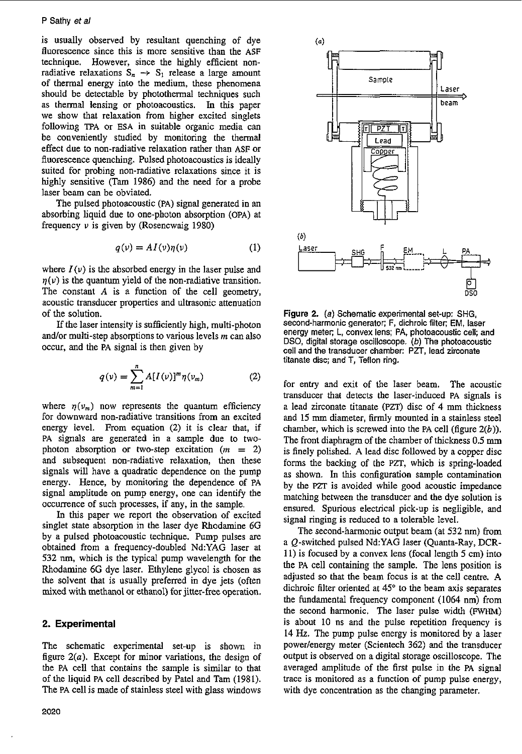is usually observed by resultant quenching of dye fluorescence since this is more sensitive than the ASF technique. However, since the highly efficient non-radiative relaxations $S_n \rightarrow S_1$ release a large amount of thermal energy into the medium, these phenomena should be detectable by photothermal techniques such as thermal lensing or photoacoustics. In this paper we show that relaxation from higher excited singlets following TPA or ESA in suitable organic media can be conveniently studied by monitoring the thermal effect due to non-radiative relaxation rather than ASF or fluorescence quenching. Pulsed photoacoustics is ideally suited for probing non-radiative relaxations since it is highly sensitive (Tam 1986) and the need for a probe laser beam can be obviated.

The pulsed photoacoustic (PA) signal generated in an absorbing liquid due to one-photon absorption (OPA) at frequency $\nu$ is given by (Rosencwaig 1980)

$$q(\nu) = AI(\nu)\eta(\nu) \qquad (1)$$

where $I(\nu)$ is the absorbed energy in the laser pulse and $\eta(\nu)$ is the quantum yield of the non-radiative transition. The constant $A$ is a function of the cell geometry, acoustic transducer properties and ultrasonic attenuation of the solution.

If the laser intensity is sufficiently high, multi-photon and/or multi-step absorptions to various levels $m$ can also occur, and the PA signal is then given by

$$q(\nu) = \sum_{m=1}^{n} A[I(\nu)]^m \eta(\nu_m) \qquad (2)$$

where $\eta(\nu_m)$ now represents the quantum efficiency for downward non-radiative transitions from an excited energy level. From equation (2) it is clear that, if PA signals are generated in a sample due to two-photon absorption or two-step excitation ($m = 2$) and subsequent non-radiative relaxation, then these signals will have a quadratic dependence on the pump energy. Hence, by monitoring the dependence of PA signal amplitude on pump energy, one can identify the occurrence of such processes, if any, in the sample.

In this paper we report the observation of excited singlet state absorption in the laser dye Rhodamine 6G by a pulsed photoacoustic technique. Pump pulses are obtained from a frequency-doubled Nd:YAG laser at 532 nm, which is the typical pump wavelength for the Rhodamine 6G dye laser. Ethylene glycol is chosen as the solvent that is usually preferred in dye jets (often mixed with methanol or ethanol) for jitter-free operation.

## 2. Experimental

The schematic experimental set-up is shown in figure 2(*a*). Except for minor variations, the design of the PA cell that contains the sample is similar to that of the liquid PA cell described by Patel and Tam (1981). The PA cell is made of stainless steel with glass windows for entry and exit of the laser beam. The acoustic transducer that detects the laser-induced PA signals is a lead zirconate titanate (PZT) disc of 4 mm thickness and 15 mm diameter, firmly mounted in a stainless steel chamber, which is screwed into the PA cell (figure 2(*b*)). The front diaphragm of the chamber of thickness 0.5 mm is finely polished. A lead disc followed by a copper disc forms the backing of the PZT, which is spring-loaded as shown. In this configuration sample contamination by the PZT is avoided while good acoustic impedance matching between the transducer and the dye solution is ensured. Spurious electrical pick-up is negligible, and signal ringing is reduced to a tolerable level.

The second-harmonic output beam (at 532 nm) from a *Q*-switched pulsed Nd:YAG laser (Quanta-Ray, DCR-11) is focused by a convex lens (focal length 5 cm) into the PA cell containing the sample. The lens position is adjusted so that the beam focus is at the cell centre. A dichroic filter oriented at 45° to the beam axis separates the fundamental frequency component (1064 nm) from the second harmonic. The laser pulse width (FWHM) is about 10 ns and the pulse repetition frequency is 14 Hz. The pump pulse energy is monitored by a laser power/energy meter (Scientech 362) and the transducer output is observed on a digital storage oscilloscope. The averaged amplitude of the first pulse in the PA signal trace is monitored as a function of pump pulse energy, with dye concentration as the changing parameter.

**Figure 2.** (*a*) Schematic experimental set-up: SHG, second-harmonic generator; F, dichroic filter; EM, laser energy meter; L, convex lens; PA, photoacoustic cell; and DSO, digital storage oscilloscope. (*b*) The photoacoustic cell and the transducer chamber: PZT, lead zirconate titanate disc; and T, Teflon ring.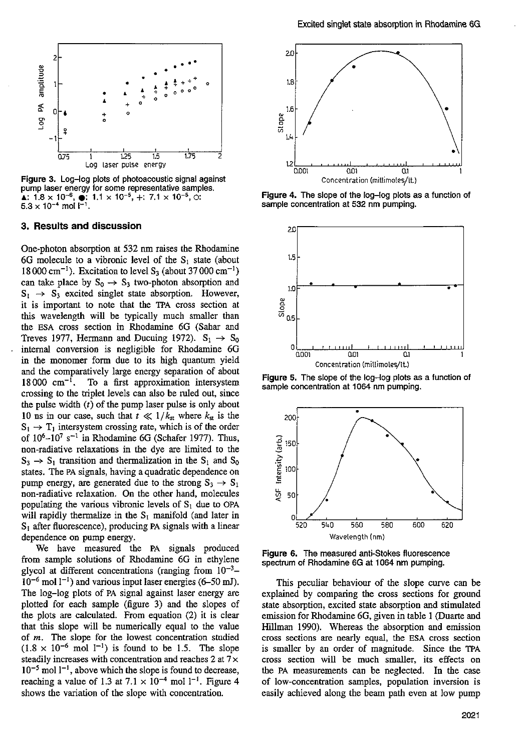Figure 3. Log–log plots of photoacoustic signal against pump laser energy for some representative samples. ▲: $1.8 \times 10^{-6}$, ●: $1.1 \times 10^{-5}$, +: $7.1 \times 10^{-5}$, ○: $5.3 \times 10^{-4}$ mol $l^{-1}$.

## 3. Results and discussion

One-photon absorption at 532 nm raises the Rhodamine 6G molecule to a vibronic level of the $S_1$ state (about 18 000 $cm^{-1}$). Excitation to level $S_3$ (about 37 000 $cm^{-1}$) can take place by $S_0 \rightarrow S_3$ two-photon absorption and $S_1 \rightarrow S_3$ excited singlet state absorption. However, it is important to note that the TPA cross section at this wavelength will be typically much smaller than the ESA cross section in Rhodamine 6G (Sahar and Treves 1977, Hermann and Ducuing 1972). $S_1 \rightarrow S_0$ internal conversion is negligible for Rhodamine 6G in the monomer form due to its high quantum yield and the comparatively large energy separation of about 18 000 $cm^{-1}$. To a first approximation intersystem crossing to the triplet levels can also be ruled out, since the pulse width ($t$) of the pump laser pulse is only about 10 ns in our case, such that $t \ll 1/k_{st}$ where $k_{st}$ is the $S_1 \rightarrow T_1$ intersystem crossing rate, which is of the order of $10^6$–$10^7$ $s^{-1}$ in Rhodamine 6G (Schafer 1977). Thus, non-radiative relaxations in the dye are limited to the $S_3 \rightarrow S_1$ transition and thermalization in the $S_1$ and $S_0$ states. The PA signals, having a quadratic dependence on pump energy, are generated due to the strong $S_3 \rightarrow S_1$ non-radiative relaxation. On the other hand, molecules populating the various vibronic levels of $S_1$ due to OPA will rapidly thermalize in the $S_1$ manifold (and later in $S_1$ after fluorescence), producing PA signals with a linear dependence on pump energy.

We have measured the PA signals produced from sample solutions of Rhodamine 6G in ethylene glycol at different concentrations (ranging from $10^{-3}$–$10^{-6}$ mol $l^{-1}$) and various input laser energies (6–50 mJ). The log-log plots of PA signal against laser energy are plotted for each sample (figure 3) and the slopes of the plots are calculated. From equation (2) it is clear that this slope will be numerically equal to the value of $m$. The slope for the lowest concentration studied ($1.8 \times 10^{-6}$ mol $l^{-1}$) is found to be 1.5. The slope steadily increases with concentration and reaches 2 at $7 \times 10^{-5}$ mol $l^{-1}$, above which the slope is found to decrease, reaching a value of 1.3 at $7.1 \times 10^{-4}$ mol $l^{-1}$. Figure 4 shows the variation of the slope with concentration.

Figure 4. The slope of the log–log plots as a function of sample concentration at 532 nm pumping.

Figure 5. The slope of the log–log plots as a function of sample concentration at 1064 nm pumping.

Figure 6. The measured anti-Stokes fluorescence spectrum of Rhodamine 6G at 1064 nm pumping.

This peculiar behaviour of the slope curve can be explained by comparing the cross sections for ground state absorption, excited state absorption and stimulated emission for Rhodamine 6G, given in table 1 (Duarte and Hillman 1990). Whereas the absorption and emission cross sections are nearly equal, the ESA cross section is smaller by an order of magnitude. Since the TPA cross section will be much smaller, its effects on the PA measurements can be neglected. In the case of low-concentration samples, population inversion is easily achieved along the beam path even at low pump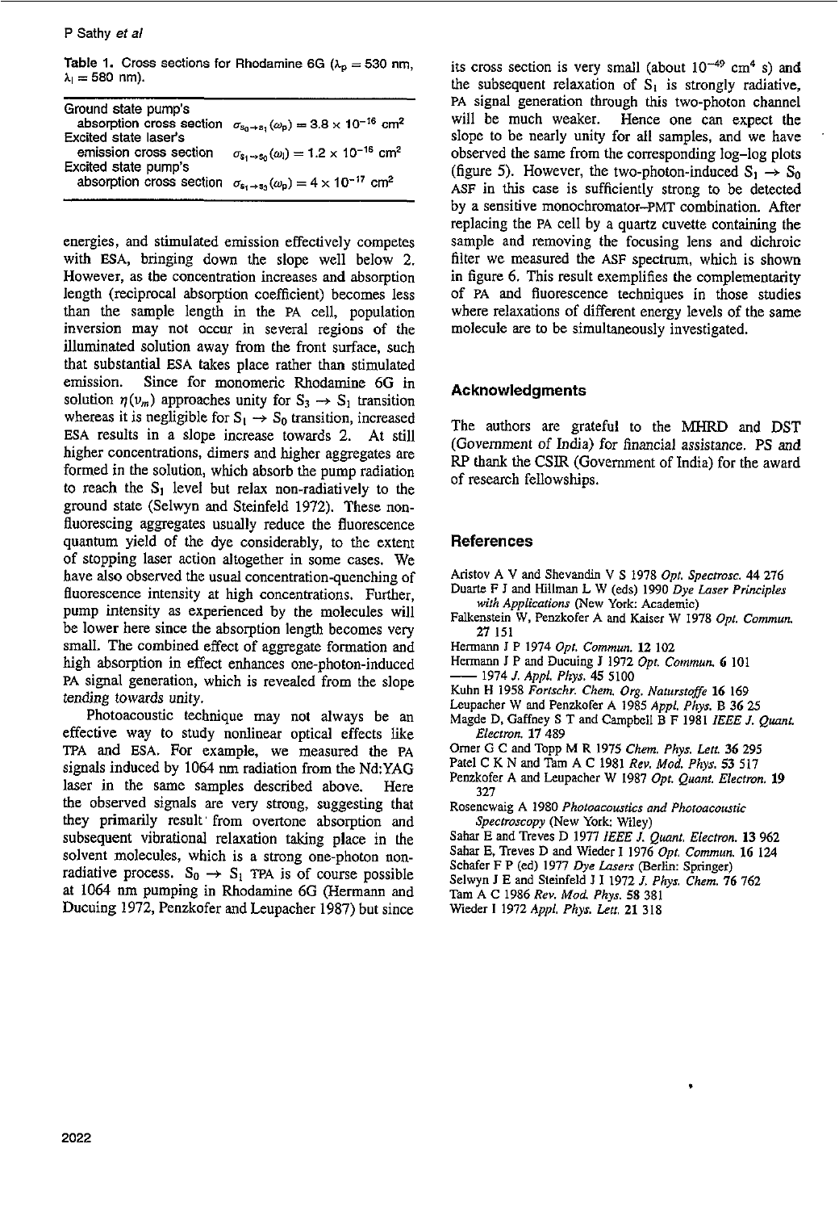**Table 1.** Cross sections for Rhodamine 6G ($\lambda_p = 530$ nm, $\lambda_l = 580$ nm).

| | |
|---|---|
| Ground state pump's absorption cross section | $\sigma_{S_0 \to S_1}(\omega_p) = 3.8 \times 10^{-16}$ cm$^2$ |
| Excited state laser's emission cross section | $\sigma_{S_1 \to S_0}(\omega_l) = 1.2 \times 10^{-16}$ cm$^2$ |
| Excited state pump's absorption cross section | $\sigma_{S_1 \to S_3}(\omega_p) = 4 \times 10^{-17}$ cm$^2$ |

energies, and stimulated emission effectively competes with ESA, bringing down the slope well below 2. However, as the concentration increases and absorption length (reciprocal absorption coefficient) becomes less than the sample length in the PA cell, population inversion may not occur in several regions of the illuminated solution away from the front surface, such that substantial ESA takes place rather than stimulated emission. Since for monomeric Rhodamine 6G in solution $\eta(\nu_m)$ approaches unity for $S_3 \to S_1$ transition whereas it is negligible for $S_1 \to S_0$ transition, increased ESA results in a slope increase towards 2. At still higher concentrations, dimers and higher aggregates are formed in the solution, which absorb the pump radiation to reach the $S_1$ level but relax non-radiatively to the ground state (Selwyn and Steinfeld 1972). These non-fluorescing aggregates usually reduce the fluorescence quantum yield of the dye considerably, to the extent of stopping laser action altogether in some cases. We have also observed the usual concentration-quenching of fluorescence intensity at high concentrations. Further, pump intensity as experienced by the molecules will be lower here since the absorption length becomes very small. The combined effect of aggregate formation and high absorption in effect enhances one-photon-induced PA signal generation, which is revealed from the slope tending towards unity.

Photoacoustic technique may not always be an effective way to study nonlinear optical effects like TPA and ESA. For example, we measured the PA signals induced by 1064 nm radiation from the Nd:YAG laser in the same samples described above. Here the observed signals are very strong, suggesting that they primarily result from overtone absorption and subsequent vibrational relaxation taking place in the solvent molecules, which is a strong one-photon non-radiative process. $S_0 \to S_1$ TPA is of course possible at 1064 nm pumping in Rhodamine 6G (Hermann and Ducuing 1972, Penzkofer and Leupacher 1987) but since its cross section is very small (about $10^{-49}$ cm$^4$ s) and the subsequent relaxation of $S_1$ is strongly radiative, PA signal generation through this two-photon channel will be much weaker. Hence one can expect the slope to be nearly unity for all samples, and we have observed the same from the corresponding log–log plots (figure 5). However, the two-photon-induced $S_1 \to S_0$ ASF in this case is sufficiently strong to be detected by a sensitive monochromator–PMT combination. After replacing the PA cell by a quartz cuvette containing the sample and removing the focusing lens and dichroic filter we measured the ASF spectrum, which is shown in figure 6. This result exemplifies the complementarity of PA and fluorescence techniques in those studies where relaxations of different energy levels of the same molecule are to be simultaneously investigated.

## Acknowledgments

The authors are grateful to the MHRD and DST (Government of India) for financial assistance. PS and RP thank the CSIR (Government of India) for the award of research fellowships.

## References

Aristov A V and Shevandin V S 1978 *Opt. Spectrosc.* **44** 276

Duarte F J and Hillman L W (eds) 1990 *Dye Laser Principles with Applications* (New York: Academic)

Falkenstein W, Penzkofer A and Kaiser W 1978 *Opt. Commun.* **27** 151

Hermann J P 1974 *Opt. Commun.* **12** 102

Hermann J P and Ducuing J 1972 *Opt. Commun.* **6** 101

—— 1974 *J. Appl. Phys.* **45** 5100

Kuhn H 1958 *Fortschr. Chem. Org. Naturstoffe* **16** 169

Leupacher W and Penzkofer A 1985 *Appl. Phys.* B **36** 25

Magde D, Gaffney S T and Campbell B F 1981 *IEEE J. Quant. Electron.* **17** 489

Orner G C and Topp M R 1975 *Chem. Phys. Lett.* **36** 295

Patel C K N and Tam A C 1981 *Rev. Mod. Phys.* **53** 517

Penzkofer A and Leupacher W 1987 *Opt. Quant. Electron.* **19** 327

Rosencwaig A 1980 *Photoacoustics and Photoacoustic Spectroscopy* (New York: Wiley)

Sahar E and Treves D 1977 *IEEE J. Quant. Electron.* **13** 962

Sahar E, Treves D and Wieder I 1976 *Opt. Commun.* **16** 124

Schafer F P (ed) 1977 *Dye Lasers* (Berlin: Springer)

Selwyn J E and Steinfeld J I 1972 *J. Phys. Chem.* **76** 762

Tam A C 1986 *Rev. Mod. Phys.* **58** 381

Wieder I 1972 *Appl. Phys. Lett.* **21** 318